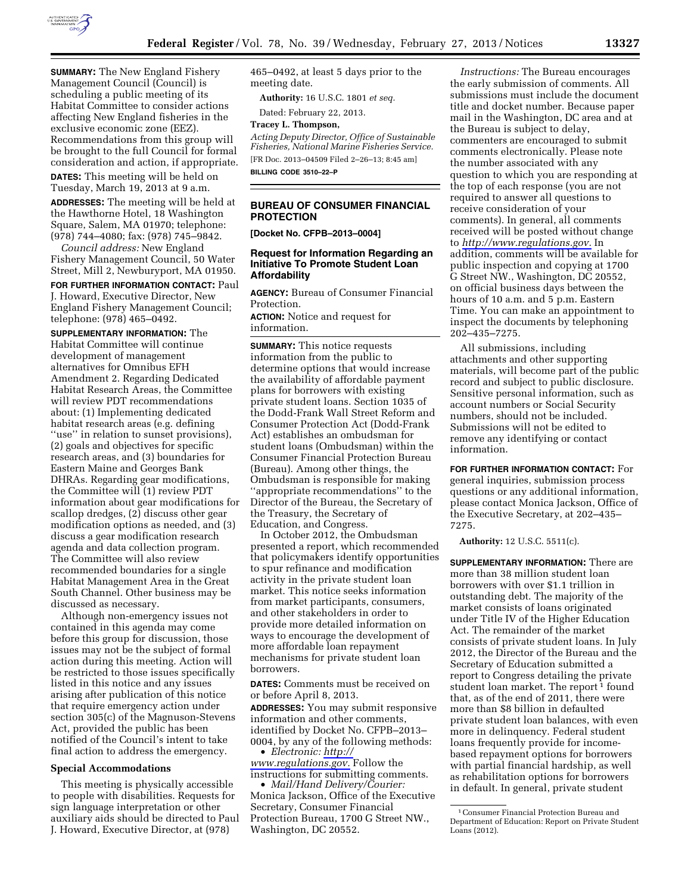**SUMMARY:** The New England Fishery Management Council (Council) is scheduling a public meeting of its Habitat Committee to consider actions affecting New England fisheries in the exclusive economic zone (EEZ). Recommendations from this group will be brought to the full Council for formal consideration and action, if appropriate.

**DATES:** This meeting will be held on Tuesday, March 19, 2013 at 9 a.m.

**ADDRESSES:** The meeting will be held at the Hawthorne Hotel, 18 Washington Square, Salem, MA 01970; telephone: (978) 744–4080; fax: (978) 745–9842.

*Council address:* New England Fishery Management Council, 50 Water Street, Mill 2, Newburyport, MA 01950.

**FOR FURTHER INFORMATION CONTACT:** Paul J. Howard, Executive Director, New England Fishery Management Council; telephone: (978) 465–0492.

**SUPPLEMENTARY INFORMATION:** The Habitat Committee will continue development of management alternatives for Omnibus EFH Amendment 2. Regarding Dedicated Habitat Research Areas, the Committee will review PDT recommendations about: (1) Implementing dedicated habitat research areas (e.g. defining ''use'' in relation to sunset provisions), (2) goals and objectives for specific research areas, and (3) boundaries for Eastern Maine and Georges Bank DHRAs. Regarding gear modifications, the Committee will (1) review PDT information about gear modifications for scallop dredges, (2) discuss other gear modification options as needed, and (3) discuss a gear modification research agenda and data collection program. The Committee will also review recommended boundaries for a single Habitat Management Area in the Great South Channel. Other business may be discussed as necessary.

Although non-emergency issues not contained in this agenda may come before this group for discussion, those issues may not be the subject of formal action during this meeting. Action will be restricted to those issues specifically listed in this notice and any issues arising after publication of this notice that require emergency action under section 305(c) of the Magnuson-Stevens Act, provided the public has been notified of the Council's intent to take final action to address the emergency.

### Special Accommodations

This meeting is physically accessible to people with disabilities. Requests for sign language interpretation or other auxiliary aids should be directed to Paul J. Howard, Executive Director, at (978) 465–0492, at least 5 days prior to the meeting date.

**Authority:** 16 U.S.C. 1801 *et seq.*

Dated: February 22, 2013.

**Tracey L. Thompson,**

*Acting Deputy Director, Office of Sustainable Fisheries, National Marine Fisheries Service.*

[FR Doc. 2013–04509 Filed 2–26–13; 8:45 am]

**BILLING CODE 3510–22–P**

## BUREAU OF CONSUMER FINANCIAL PROTECTION

**[Docket No. CFPB–2013–0004]**

### Request for Information Regarding an Initiative To Promote Student Loan Affordability

**AGENCY:** Bureau of Consumer Financial Protection.

**ACTION:** Notice and request for information.

**SUMMARY:** This notice requests information from the public to determine options that would increase the availability of affordable payment plans for borrowers with existing private student loans. Section 1035 of the Dodd-Frank Wall Street Reform and Consumer Protection Act (Dodd-Frank Act) establishes an ombudsman for student loans (Ombudsman) within the Consumer Financial Protection Bureau (Bureau). Among other things, the Ombudsman is responsible for making ''appropriate recommendations'' to the Director of the Bureau, the Secretary of the Treasury, the Secretary of Education, and Congress.

In October 2012, the Ombudsman presented a report, which recommended that policymakers identify opportunities to spur refinance and modification activity in the private student loan market. This notice seeks information from market participants, consumers, and other stakeholders in order to provide more detailed information on ways to encourage the development of more affordable loan repayment mechanisms for private student loan borrowers.

**DATES:** Comments must be received on or before April 8, 2013.

**ADDRESSES:** You may submit responsive information and other comments, identified by Docket No. CFPB–2013–0004, by any of the following methods:

- *Electronic: http://www.regulations.gov.* Follow the instructions for submitting comments.
- *Mail/Hand Delivery/Courier:* Monica Jackson, Office of the Executive Secretary, Consumer Financial Protection Bureau, 1700 G Street NW., Washington, DC 20552.

*Instructions:* The Bureau encourages the early submission of comments. All submissions must include the document title and docket number. Because paper mail in the Washington, DC area and at the Bureau is subject to delay, commenters are encouraged to submit comments electronically. Please note the number associated with any question to which you are responding at the top of each response (you are not required to answer all questions to receive consideration of your comments). In general, all comments received will be posted without change to *http://www.regulations.gov.* In addition, comments will be available for public inspection and copying at 1700 G Street NW., Washington, DC 20552, on official business days between the hours of 10 a.m. and 5 p.m. Eastern Time. You can make an appointment to inspect the documents by telephoning 202–435–7275.

All submissions, including attachments and other supporting materials, will become part of the public record and subject to public disclosure. Sensitive personal information, such as account numbers or Social Security numbers, should not be included. Submissions will not be edited to remove any identifying or contact information.

**FOR FURTHER INFORMATION CONTACT:** For general inquiries, submission process questions or any additional information, please contact Monica Jackson, Office of the Executive Secretary, at 202–435–7275.

**Authority:** 12 U.S.C. 5511(c).

**SUPPLEMENTARY INFORMATION:** There are more than 38 million student loan borrowers with over $1.1 trillion in outstanding debt. The majority of the market consists of loans originated under Title IV of the Higher Education Act. The remainder of the market consists of private student loans. In July 2012, the Director of the Bureau and the Secretary of Education submitted a report to Congress detailing the private student loan market. The report[1] found that, as of the end of 2011, there were more than $8 billion in defaulted private student loan balances, with even more in delinquency. Federal student loans frequently provide for income-based repayment options for borrowers with partial financial hardship, as well as rehabilitation options for borrowers in default. In general, private student

[1] Consumer Financial Protection Bureau and Department of Education: Report on Private Student Loans (2012).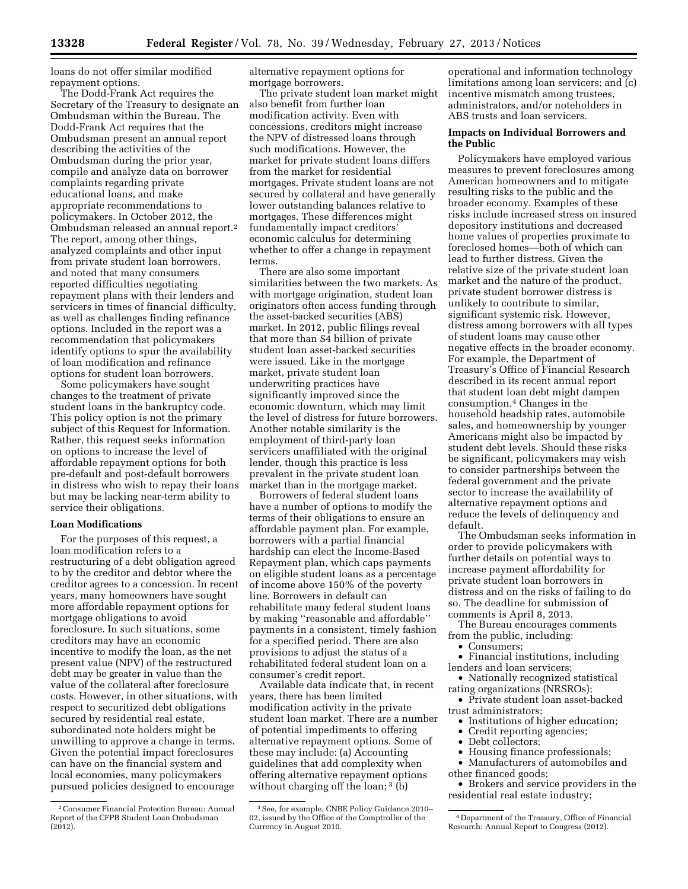loans do not offer similar modified repayment options.

The Dodd-Frank Act requires the Secretary of the Treasury to designate an Ombudsman within the Bureau. The Dodd-Frank Act requires that the Ombudsman present an annual report describing the activities of the Ombudsman during the prior year, compile and analyze data on borrower complaints regarding private educational loans, and make appropriate recommendations to policymakers. In October 2012, the Ombudsman released an annual report.[2] The report, among other things, analyzed complaints and other input from private student loan borrowers, and noted that many consumers reported difficulties negotiating repayment plans with their lenders and servicers in times of financial difficulty, as well as challenges finding refinance options. Included in the report was a recommendation that policymakers identify options to spur the availability of loan modification and refinance options for student loan borrowers.

Some policymakers have sought changes to the treatment of private student loans in the bankruptcy code. This policy option is not the primary subject of this Request for Information. Rather, this request seeks information on options to increase the level of affordable repayment options for both pre-default and post-default borrowers in distress who wish to repay their loans but may be lacking near-term ability to service their obligations.

**Loan Modifications**

For the purposes of this request, a loan modification refers to a restructuring of a debt obligation agreed to by the creditor and debtor where the creditor agrees to a concession. In recent years, many homeowners have sought more affordable repayment options for mortgage obligations to avoid foreclosure. In such situations, some creditors may have an economic incentive to modify the loan, as the net present value (NPV) of the restructured debt may be greater in value than the value of the collateral after foreclosure costs. However, in other situations, with respect to securitized debt obligations secured by residential real estate, subordinated note holders might be unwilling to approve a change in terms. Given the potential impact foreclosures can have on the financial system and local economies, many policymakers pursued policies designed to encourage alternative repayment options for mortgage borrowers.

The private student loan market might also benefit from further loan modification activity. Even with concessions, creditors might increase the NPV of distressed loans through such modifications. However, the market for private student loans differs from the market for residential mortgages. Private student loans are not secured by collateral and have generally lower outstanding balances relative to mortgages. These differences might fundamentally impact creditors' economic calculus for determining whether to offer a change in repayment terms.

There are also some important similarities between the two markets. As with mortgage origination, student loan originators often access funding through the asset-backed securities (ABS) market. In 2012, public filings reveal that more than $4 billion of private student loan asset-backed securities were issued. Like in the mortgage market, private student loan underwriting practices have significantly improved since the economic downturn, which may limit the level of distress for future borrowers. Another notable similarity is the employment of third-party loan servicers unaffiliated with the original lender, though this practice is less prevalent in the private student loan market than in the mortgage market.

Borrowers of federal student loans have a number of options to modify the terms of their obligations to ensure an affordable payment plan. For example, borrowers with a partial financial hardship can elect the Income-Based Repayment plan, which caps payments on eligible student loans as a percentage of income above 150% of the poverty line. Borrowers in default can rehabilitate many federal student loans by making "reasonable and affordable" payments in a consistent, timely fashion for a specified period. There are also provisions to adjust the status of a rehabilitated federal student loan on a consumer's credit report.

Available data indicate that, in recent years, there has been limited modification activity in the private student loan market. There are a number of potential impediments to offering alternative repayment options. Some of these may include: (a) Accounting guidelines that add complexity when offering alternative repayment options without charging off the loan;[3] (b) operational and information technology limitations among loan servicers; and (c) incentive mismatch among trustees, administrators, and/or noteholders in ABS trusts and loan servicers.

**Impacts on Individual Borrowers and the Public**

Policymakers have employed various measures to prevent foreclosures among American homeowners and to mitigate resulting risks to the public and the broader economy. Examples of these risks include increased stress on insured depository institutions and decreased home values of properties proximate to foreclosed homes—both of which can lead to further distress. Given the relative size of the private student loan market and the nature of the product, private student borrower distress is unlikely to contribute to similar, significant systemic risk. However, distress among borrowers with all types of student loans may cause other negative effects in the broader economy. For example, the Department of Treasury's Office of Financial Research described in its recent annual report that student loan debt might dampen consumption.[4] Changes in the household headship rates, automobile sales, and homeownership by younger Americans might also be impacted by student debt levels. Should these risks be significant, policymakers may wish to consider partnerships between the federal government and the private sector to increase the availability of alternative repayment options and reduce the levels of delinquency and default.

The Ombudsman seeks information in order to provide policymakers with further details on potential ways to increase payment affordability for private student loan borrowers in distress and on the risks of failing to do so. The deadline for submission of comments is April 8, 2013.

The Bureau encourages comments from the public, including:

- Consumers;
- Financial institutions, including lenders and loan servicers;
- Nationally recognized statistical rating organizations (NRSROs);
- Private student loan asset-backed trust administrators;
- Institutions of higher education;
- Credit reporting agencies;
- Debt collectors;
- Housing finance professionals;
- Manufacturers of automobiles and other financed goods;
- Brokers and service providers in the residential real estate industry;

---

[2] Consumer Financial Protection Bureau: Annual Report of the CFPB Student Loan Ombudsman (2012).

[3] See, for example, CNBE Policy Guidance 2010–02, issued by the Office of the Comptroller of the Currency in August 2010.

[4] Department of the Treasury, Office of Financial Research: Annual Report to Congress (2012).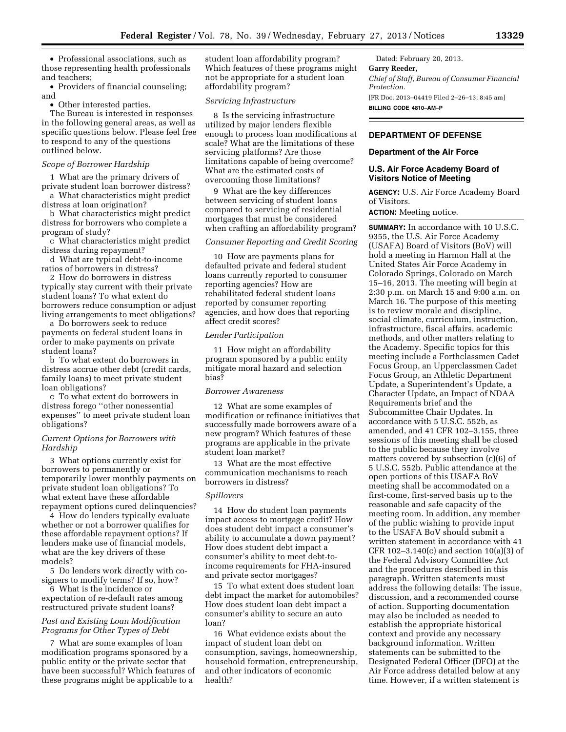- Professional associations, such as those representing health professionals and teachers;
- Providers of financial counseling; and
- Other interested parties.

The Bureau is interested in responses in the following general areas, as well as specific questions below. Please feel free to respond to any of the questions outlined below.

*Scope of Borrower Hardship*

1 What are the primary drivers of private student loan borrower distress?

a What characteristics might predict distress at loan origination?

b What characteristics might predict distress for borrowers who complete a program of study?

c What characteristics might predict distress during repayment?

d What are typical debt-to-income ratios of borrowers in distress?

2 How do borrowers in distress typically stay current with their private student loans? To what extent do borrowers reduce consumption or adjust living arrangements to meet obligations?

a Do borrowers seek to reduce payments on federal student loans in order to make payments on private student loans?

b To what extent do borrowers in distress accrue other debt (credit cards, family loans) to meet private student loan obligations?

c To what extent do borrowers in distress forego ''other nonessential expenses'' to meet private student loan obligations?

*Current Options for Borrowers with Hardship*

3 What options currently exist for borrowers to permanently or temporarily lower monthly payments on private student loan obligations? To what extent have these affordable repayment options cured delinquencies?

4 How do lenders typically evaluate whether or not a borrower qualifies for these affordable repayment options? If lenders make use of financial models, what are the key drivers of these models?

5 Do lenders work directly with co-signers to modify terms? If so, how?

6 What is the incidence or expectation of re-default rates among restructured private student loans?

*Past and Existing Loan Modification Programs for Other Types of Debt*

7 What are some examples of loan modification programs sponsored by a public entity or the private sector that have been successful? Which features of these programs might be applicable to a student loan affordability program? Which features of these programs might not be appropriate for a student loan affordability program?

*Servicing Infrastructure*

8 Is the servicing infrastructure utilized by major lenders flexible enough to process loan modifications at scale? What are the limitations of these servicing platforms? Are those limitations capable of being overcome? What are the estimated costs of overcoming those limitations?

9 What are the key differences between servicing of student loans compared to servicing of residential mortgages that must be considered when crafting an affordability program?

*Consumer Reporting and Credit Scoring*

10 How are payments plans for defaulted private and federal student loans currently reported to consumer reporting agencies? How are rehabilitated federal student loans reported by consumer reporting agencies, and how does that reporting affect credit scores?

*Lender Participation*

11 How might an affordability program sponsored by a public entity mitigate moral hazard and selection bias?

*Borrower Awareness*

12 What are some examples of modification or refinance initiatives that successfully made borrowers aware of a new program? Which features of these programs are applicable in the private student loan market?

13 What are the most effective communication mechanisms to reach borrowers in distress?

*Spillovers*

14 How do student loan payments impact access to mortgage credit? How does student debt impact a consumer's ability to accumulate a down payment? How does student debt impact a consumer's ability to meet debt-to-income requirements for FHA-insured and private sector mortgages?

15 To what extent does student loan debt impact the market for automobiles? How does student loan debt impact a consumer's ability to secure an auto loan?

16 What evidence exists about the impact of student loan debt on consumption, savings, homeownership, household formation, entrepreneurship, and other indicators of economic health?

Dated: February 20, 2013.

**Garry Reeder,**

*Chief of Staff, Bureau of Consumer Financial Protection.*

[FR Doc. 2013–04419 Filed 2–26–13; 8:45 am]

**BILLING CODE 4810–AM–P**

## DEPARTMENT OF DEFENSE

### Department of the Air Force

### U.S. Air Force Academy Board of Visitors Notice of Meeting

**AGENCY:** U.S. Air Force Academy Board of Visitors.

**ACTION:** Meeting notice.

**SUMMARY:** In accordance with 10 U.S.C. 9355, the U.S. Air Force Academy (USAFA) Board of Visitors (BoV) will hold a meeting in Harmon Hall at the United States Air Force Academy in Colorado Springs, Colorado on March 15–16, 2013. The meeting will begin at 2:30 p.m. on March 15 and 9:00 a.m. on March 16. The purpose of this meeting is to review morale and discipline, social climate, curriculum, instruction, infrastructure, fiscal affairs, academic methods, and other matters relating to the Academy. Specific topics for this meeting include a Forthclassmen Cadet Focus Group, an Upperclassmen Cadet Focus Group, an Athletic Department Update, a Superintendent's Update, a Character Update, an Impact of NDAA Requirements brief and the Subcommittee Chair Updates. In accordance with 5 U.S.C. 552b, as amended, and 41 CFR 102–3.155, three sessions of this meeting shall be closed to the public because they involve matters covered by subsection (c)(6) of 5 U.S.C. 552b. Public attendance at the open portions of this USAFA BoV meeting shall be accommodated on a first-come, first-served basis up to the reasonable and safe capacity of the meeting room. In addition, any member of the public wishing to provide input to the USAFA BoV should submit a written statement in accordance with 41 CFR 102–3.140(c) and section 10(a)(3) of the Federal Advisory Committee Act and the procedures described in this paragraph. Written statements must address the following details: The issue, discussion, and a recommended course of action. Supporting documentation may also be included as needed to establish the appropriate historical context and provide any necessary background information. Written statements can be submitted to the Designated Federal Officer (DFO) at the Air Force address detailed below at any time. However, if a written statement is